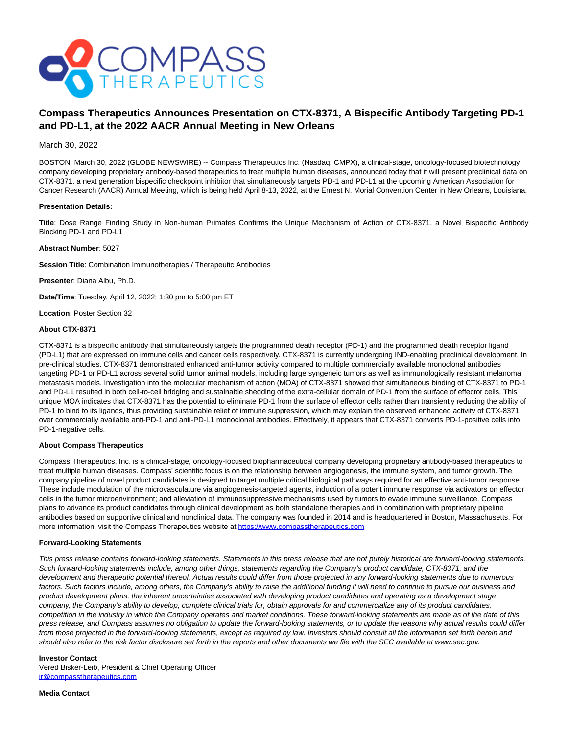# Compass Therapeutics Announces Presentation on CTX-8371, A Bispecific Antibody Targeting PD-1 and PD-L1, at the 2022 AACR Annual Meeting in New Orleans

March 30, 2022

BOSTON, March 30, 2022 (GLOBE NEWSWIRE) -- Compass Therapeutics Inc. (Nasdaq: CMPX), a clinical-stage, oncology-focused biotechnology company developing proprietary antibody-based therapeutics to treat multiple human diseases, announced today that it will present preclinical data on CTX-8371, a next generation bispecific checkpoint inhibitor that simultaneously targets PD-1 and PD-L1 at the upcoming American Association for Cancer Research (AACR) Annual Meeting, which is being held April 8-13, 2022, at the Ernest N. Morial Convention Center in New Orleans, Louisiana.

**Presentation Details:**

**Title**: Dose Range Finding Study in Non-human Primates Confirms the Unique Mechanism of Action of CTX-8371, a Novel Bispecific Antibody Blocking PD-1 and PD-L1

**Abstract Number**: 5027

**Session Title**: Combination Immunotherapies / Therapeutic Antibodies

**Presenter**: Diana Albu, Ph.D.

**Date/Time**: Tuesday, April 12, 2022; 1:30 pm to 5:00 pm ET

**Location**: Poster Section 32

**About CTX-8371**

CTX-8371 is a bispecific antibody that simultaneously targets the programmed death receptor (PD-1) and the programmed death receptor ligand (PD-L1) that are expressed on immune cells and cancer cells respectively. CTX-8371 is currently undergoing IND-enabling preclinical development. In pre-clinical studies, CTX-8371 demonstrated enhanced anti-tumor activity compared to multiple commercially available monoclonal antibodies targeting PD-1 or PD-L1 across several solid tumor animal models, including large syngeneic tumors as well as immunologically resistant melanoma metastasis models. Investigation into the molecular mechanism of action (MOA) of CTX-8371 showed that simultaneous binding of CTX-8371 to PD-1 and PD-L1 resulted in both cell-to-cell bridging and sustainable shedding of the extra-cellular domain of PD-1 from the surface of effector cells. This unique MOA indicates that CTX-8371 has the potential to eliminate PD-1 from the surface of effector cells rather than transiently reducing the ability of PD-1 to bind to its ligands, thus providing sustainable relief of immune suppression, which may explain the observed enhanced activity of CTX-8371 over commercially available anti-PD-1 and anti-PD-L1 monoclonal antibodies. Effectively, it appears that CTX-8371 converts PD-1-positive cells into PD-1-negative cells.

**About Compass Therapeutics**

Compass Therapeutics, Inc. is a clinical-stage, oncology-focused biopharmaceutical company developing proprietary antibody-based therapeutics to treat multiple human diseases. Compass' scientific focus is on the relationship between angiogenesis, the immune system, and tumor growth. The company pipeline of novel product candidates is designed to target multiple critical biological pathways required for an effective anti-tumor response. These include modulation of the microvasculature via angiogenesis-targeted agents, induction of a potent immune response via activators on effector cells in the tumor microenvironment; and alleviation of immunosuppressive mechanisms used by tumors to evade immune surveillance. Compass plans to advance its product candidates through clinical development as both standalone therapies and in combination with proprietary pipeline antibodies based on supportive clinical and nonclinical data. The company was founded in 2014 and is headquartered in Boston, Massachusetts. For more information, visit the Compass Therapeutics website at https://www.compasstherapeutics.com

**Forward-Looking Statements**

*This press release contains forward-looking statements. Statements in this press release that are not purely historical are forward-looking statements. Such forward-looking statements include, among other things, statements regarding the Company's product candidate, CTX-8371, and the development and therapeutic potential thereof. Actual results could differ from those projected in any forward-looking statements due to numerous factors. Such factors include, among others, the Company's ability to raise the additional funding it will need to continue to pursue our business and product development plans, the inherent uncertainties associated with developing product candidates and operating as a development stage company, the Company's ability to develop, complete clinical trials for, obtain approvals for and commercialize any of its product candidates, competition in the industry in which the Company operates and market conditions. These forward-looking statements are made as of the date of this press release, and Compass assumes no obligation to update the forward-looking statements, or to update the reasons why actual results could differ from those projected in the forward-looking statements, except as required by law. Investors should consult all the information set forth herein and should also refer to the risk factor disclosure set forth in the reports and other documents we file with the SEC available at www.sec.gov.*

**Investor Contact**
Vered Bisker-Leib, President & Chief Operating Officer
ir@compasstherapeutics.com

**Media Contact**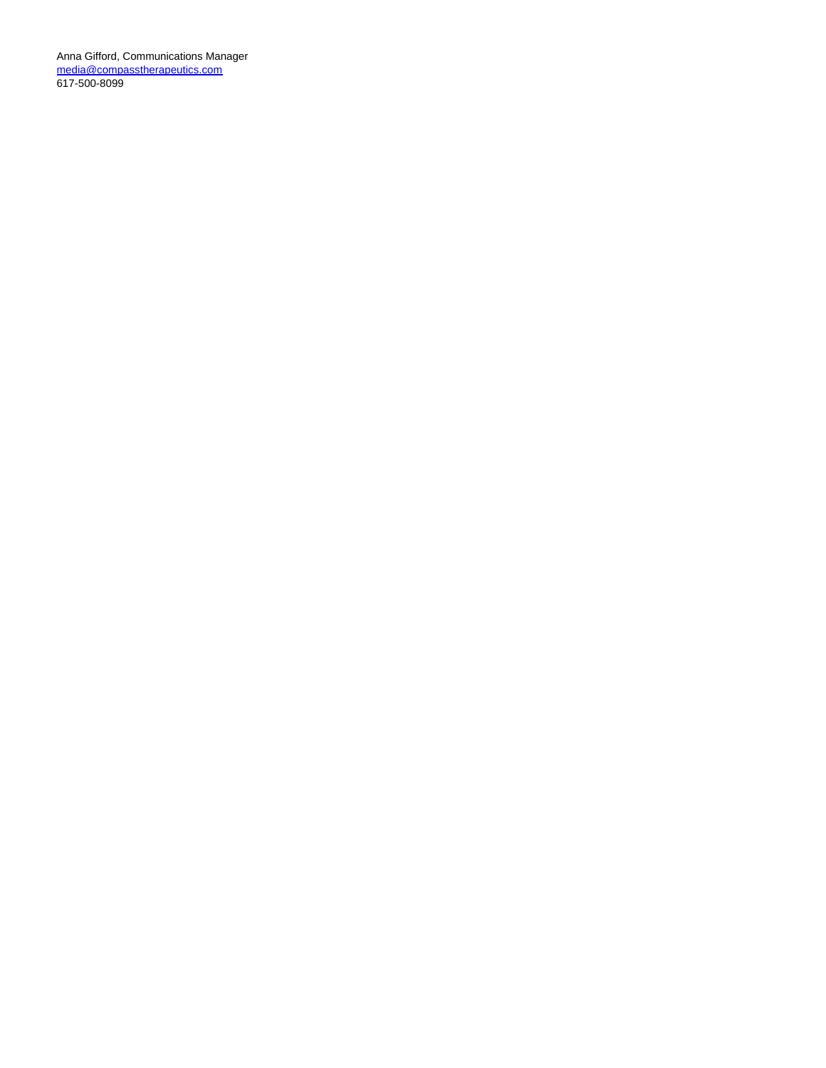Anna Gifford, Communications Manager
media@compasstherapeutics.com
617-500-8099